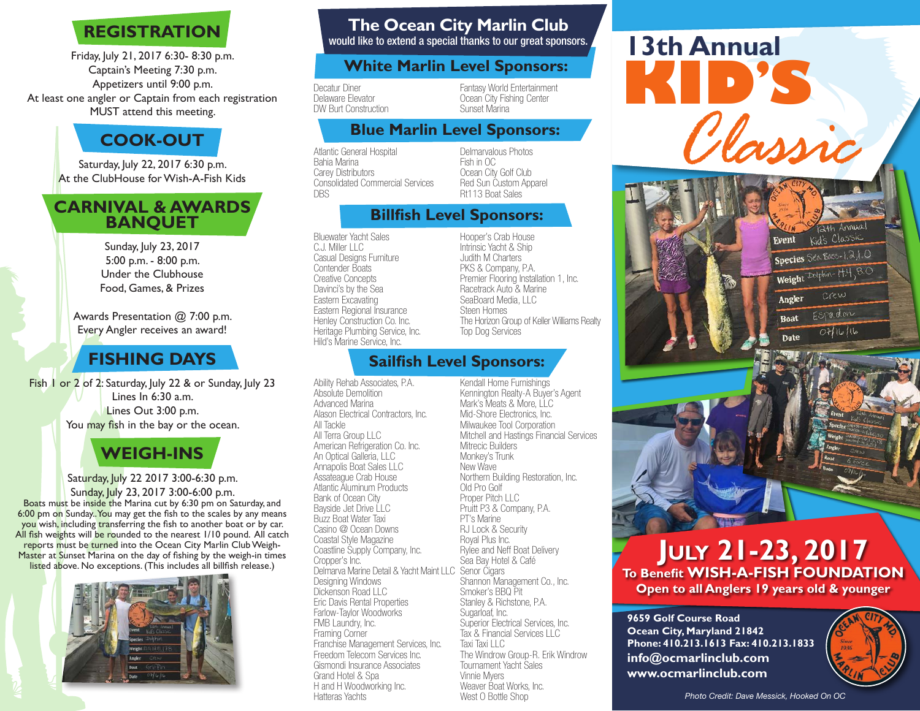## REGISTRATION

Friday, July 21, 2017 6:30- 8:30 p.m.
Captain's Meeting 7:30 p.m.
Appetizers until 9:00 p.m.
At least one angler or Captain from each registration MUST attend this meeting.

## COOK-OUT

Saturday, July 22, 2017 6:30 p.m.
At the ClubHouse for Wish-A-Fish Kids

## CARNIVAL & AWARDS BANQUET

Sunday, July 23, 2017
5:00 p.m. - 8:00 p.m.
Under the Clubhouse
Food, Games, & Prizes

Awards Presentation @ 7:00 p.m.
Every Angler receives an award!

## FISHING DAYS

Fish 1 or 2 of 2: Saturday, July 22 & or Sunday, July 23
Lines In 6:30 a.m.
Lines Out 3:00 p.m.
You may fish in the bay or the ocean.

## WEIGH-INS

Saturday, July 22 2017 3:00-6:30 p.m.
Sunday, July 23, 2017 3:00-6:00 p.m.

Boats must be inside the Marina cut by 6:30 pm on Saturday, and 6:00 pm on Sunday. You may get the fish to the scales by any means you wish, including transferring the fish to another boat or by car. All fish weights will be rounded to the nearest 1/10 pound. All catch reports must be turned into the Ocean City Marlin Club Weigh-Master at Sunset Marina on the day of fishing by the weigh-in times listed above. No exceptions. (This includes all billfish release.)

## The Ocean City Marlin Club

would like to extend a special thanks to our great sponsors.

### White Marlin Level Sponsors:

Decatur Diner
Delaware Elevator
DW Burt Construction
Fantasy World Entertainment
Ocean City Fishing Center
Sunset Marina

### Blue Marlin Level Sponsors:

Atlantic General Hospital
Bahia Marina
Carey Distributors
Consolidated Commercial Services
DBS
Delmarvalous Photos
Fish in OC
Ocean City Golf Club
Red Sun Custom Apparel
Rt113 Boat Sales

### Billfish Level Sponsors:

Bluewater Yacht Sales
C.J. Miller LLC
Casual Designs Furniture
Contender Boats
Creative Concepts
Davinci's by the Sea
Eastern Excavating
Eastern Regional Insurance
Henley Construction Co. Inc.
Heritage Plumbing Service, Inc.
Hild's Marine Service, Inc.
Hooper's Crab House
Intrinsic Yacht & Ship
Judith M Charters
PKS & Company, P.A.
Premier Flooring Installation 1, Inc.
Racetrack Auto & Marine
SeaBoard Media, LLC
Steen Homes
The Horizon Group of Keller Williams Realty
Top Dog Services

### Sailfish Level Sponsors:

Ability Rehab Associates, P.A.
Absolute Demolition
Advanced Marina
Alason Electrical Contractors, Inc.
All Tackle
All Terra Group LLC
American Refrigeration Co. Inc.
An Optical Galleria, LLC
Annapolis Boat Sales LLC
Assateague Crab House
Atlantic Aluminum Products
Bank of Ocean City
Bayside Jet Drive LLC
Buzz Boat Water Taxi
Casino @ Ocean Downs
Coastal Style Magazine
Coastline Supply Company, Inc.
Cropper's Inc.
Delmarva Marine Detail & Yacht Maint LLC
Designing Windows
Dickenson Road LLC
Eric Davis Rental Properties
Farlow-Taylor Woodworks
FMB Laundry, Inc.
Framing Corner
Franchise Management Services, Inc.
Freedom Telecom Services Inc.
Gismondi Insurance Associates
Grand Hotel & Spa
H and H Woodworking Inc.
Hatteras Yachts
Kendall Home Furnishings
Kennington Realty-A Buyer's Agent
Mark's Meats & More, LLC
Mid-Shore Electronics, Inc.
Milwaukee Tool Corporation
Mitchell and Hastings Financial Services
Mitrecic Builders
Monkey's Trunk
New Wave
Northern Building Restoration, Inc.
Old Pro Golf
Proper Pitch LLC
Pruitt P3 & Company, P.A.
PT's Marine
RJ Lock & Security
Royal Plus Inc.
Rylee and Neff Boat Delivery
Sea Bay Hotel & Café
Senor Cigars
Shannon Management Co., Inc.
Smoker's BBQ Pit
Stanley & Richstone, P.A.
Sugarloaf, Inc.
Superior Electrical Services, Inc.
Tax & Financial Services LLC
Taxi Taxi LLC
The Windrow Group-R. Erik Windrow
Tournament Yacht Sales
Vinnie Myers
Weaver Boat Works, Inc.
West O Bottle Shop

# 13th Annual KID'S Classic

## JULY 21-23, 2017

**To Benefit WISH-A-FISH FOUNDATION**
**Open to all Anglers 19 years old & younger**

9659 Golf Course Road
Ocean City, Maryland 21842
Phone: 410.213.1613 Fax: 410.213.1833
info@ocmarlinclub.com
www.ocmarlinclub.com

*Photo Credit: Dave Messick, Hooked On OC*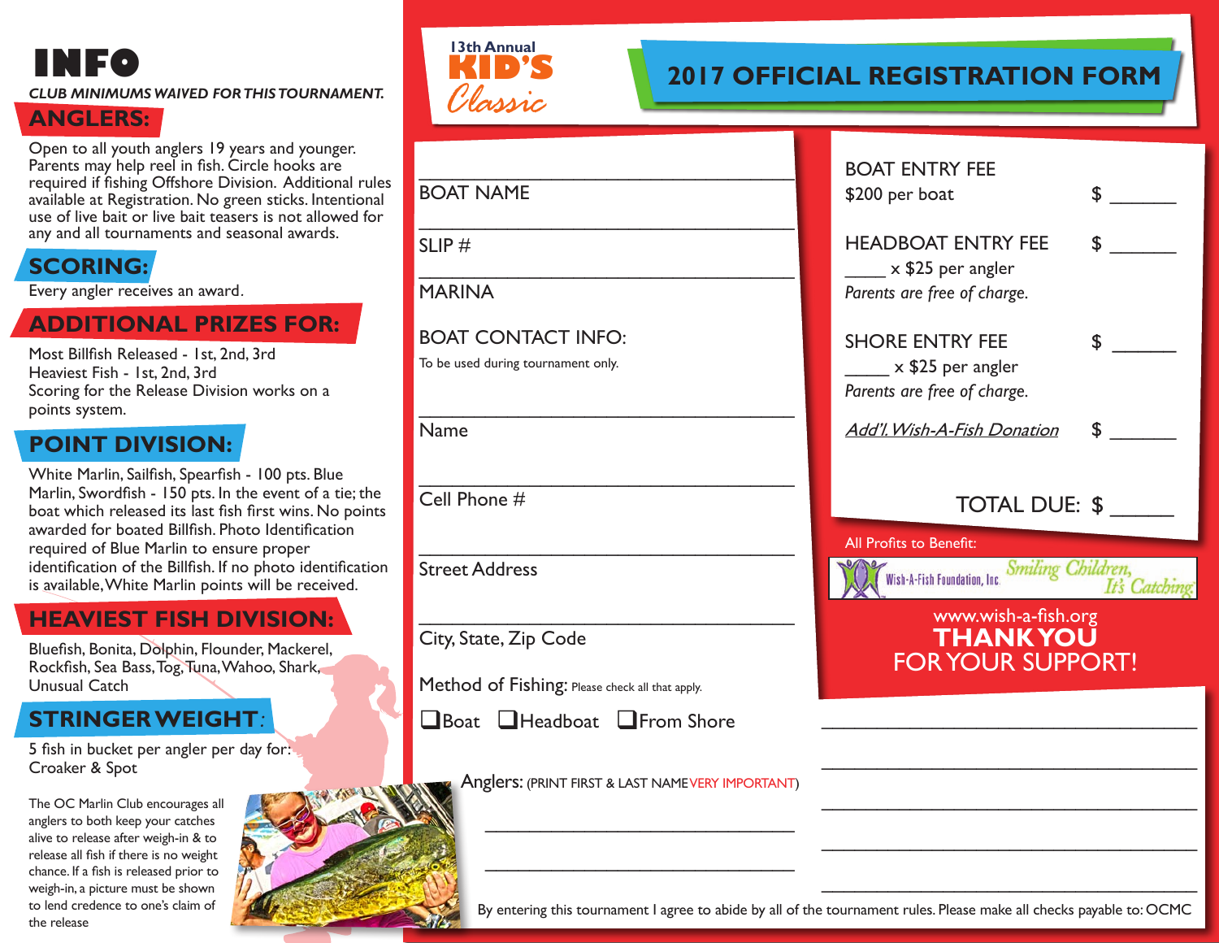# INFO

***CLUB MINIMUMS WAIVED FOR THIS TOURNAMENT.***

## ANGLERS:

Open to all youth anglers 19 years and younger. Parents may help reel in fish. Circle hooks are required if fishing Offshore Division. Additional rules available at Registration. No green sticks. Intentional use of live bait or live bait teasers is not allowed for any and all tournaments and seasonal awards.

## SCORING:

Every angler receives an award.

## ADDITIONAL PRIZES FOR:

Most Billfish Released - 1st, 2nd, 3rd
Heaviest Fish - 1st, 2nd, 3rd
Scoring for the Release Division works on a points system.

## POINT DIVISION:

White Marlin, Sailfish, Spearfish - 100 pts. Blue Marlin, Swordfish - 150 pts. In the event of a tie; the boat which released its last fish first wins. No points awarded for boated Billfish. Photo Identification required of Blue Marlin to ensure proper identification of the Billfish. If no photo identification is available, White Marlin points will be received.

## HEAVIEST FISH DIVISION:

Bluefish, Bonita, Dolphin, Flounder, Mackerel, Rockfish, Sea Bass, Tog, Tuna, Wahoo, Shark, Unusual Catch

## STRINGER WEIGHT:

5 fish in bucket per angler per day for: Croaker & Spot

The OC Marlin Club encourages all anglers to both keep your catches alive to release after weigh-in & to release all fish if there is no weight chance. If a fish is released prior to weigh-in, a picture must be shown to lend credence to one's claim of the release

13th Annual **KID'S** *Classic*

# 2017 OFFICIAL REGISTRATION FORM

______________________________
BOAT NAME

______________________________
SLIP #

______________________________
MARINA

BOAT CONTACT INFO:
To be used during tournament only.

______________________________
Name

______________________________
Cell Phone #

______________________________
Street Address

______________________________
City, State, Zip Code

Method of Fishing: Please check all that apply.

❑ Boat ❑ Headboat ❑ From Shore

Anglers: (PRINT FIRST & LAST NAME VERY IMPORTANT)

______________________________
______________________________
______________________________
______________________________
______________________________
______________________________
______________________________

BOAT ENTRY FEE
$200 per boat — $ ______

HEADBOAT ENTRY FEE — $ ______
____ x $25 per angler
*Parents are free of charge.*

SHORE ENTRY FEE — $ ______
____ x $25 per angler
*Parents are free of charge.*

*Add'l. Wish-A-Fish Donation* — $ ______

TOTAL DUE: $ ______

All Profits to Benefit:

Wish-A-Fish Foundation, Inc. *Smiling Children, It's Catching*

www.wish-a-fish.org
**THANK YOU**
FOR YOUR SUPPORT!

By entering this tournament I agree to abide by all of the tournament rules. Please make all checks payable to: OCMC